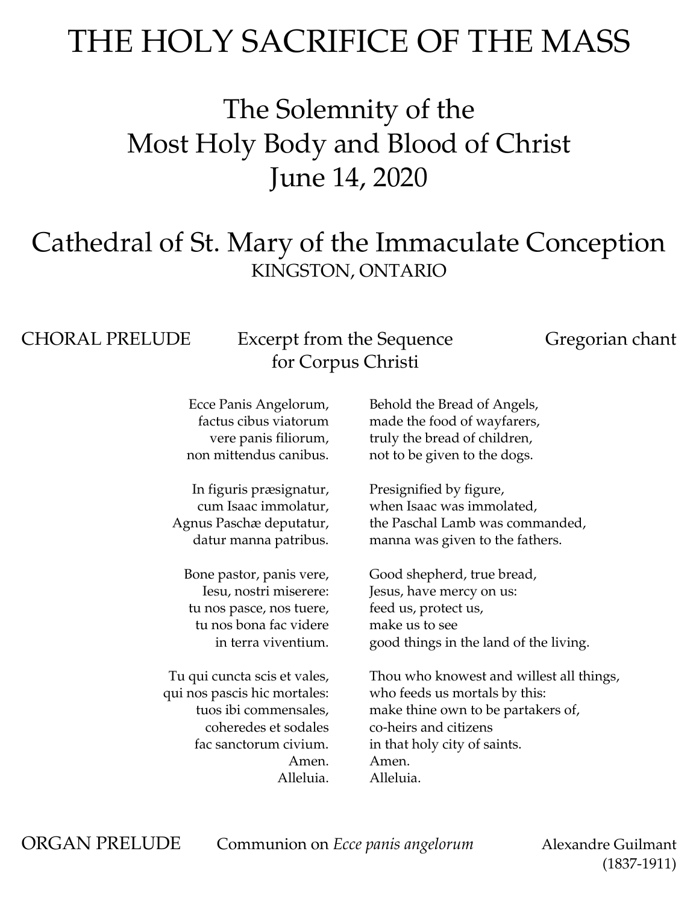# THE HOLY SACRIFICE OF THE MASS

## The Solemnity of the Most Holy Body and Blood of Christ

## June 14, 2020

## Cathedral of St. Mary of the Immaculate Conception

KINGSTON, ONTARIO

CHORAL PRELUDE — Excerpt from the Sequence for Corpus Christi — Gregorian chant

| | |
|---|---|
| Ecce Panis Angelorum, | Behold the Bread of Angels, |
| factus cibus viatorum | made the food of wayfarers, |
| vere panis filiorum, | truly the bread of children, |
| non mittendus canibus. | not to be given to the dogs. |
| | |
| In figuris præsignatur, | Presignified by figure, |
| cum Isaac immolatur, | when Isaac was immolated, |
| Agnus Paschæ deputatur, | the Paschal Lamb was commanded, |
| datur manna patribus. | manna was given to the fathers. |
| | |
| Bone pastor, panis vere, | Good shepherd, true bread, |
| Iesu, nostri miserere: | Jesus, have mercy on us: |
| tu nos pasce, nos tuere, | feed us, protect us, |
| tu nos bona fac videre | make us to see |
| in terra viventium. | good things in the land of the living. |
| | |
| Tu qui cuncta scis et vales, | Thou who knowest and willest all things, |
| qui nos pascis hic mortales: | who feeds us mortals by this: |
| tuos ibi commensales, | make thine own to be partakers of, |
| coheredes et sodales | co-heirs and citizens |
| fac sanctorum civium. | in that holy city of saints. |
| Amen. | Amen. |
| Alleluia. | Alleluia. |

ORGAN PRELUDE — Communion on *Ecce panis angelorum* — Alexandre Guilmant (1837-1911)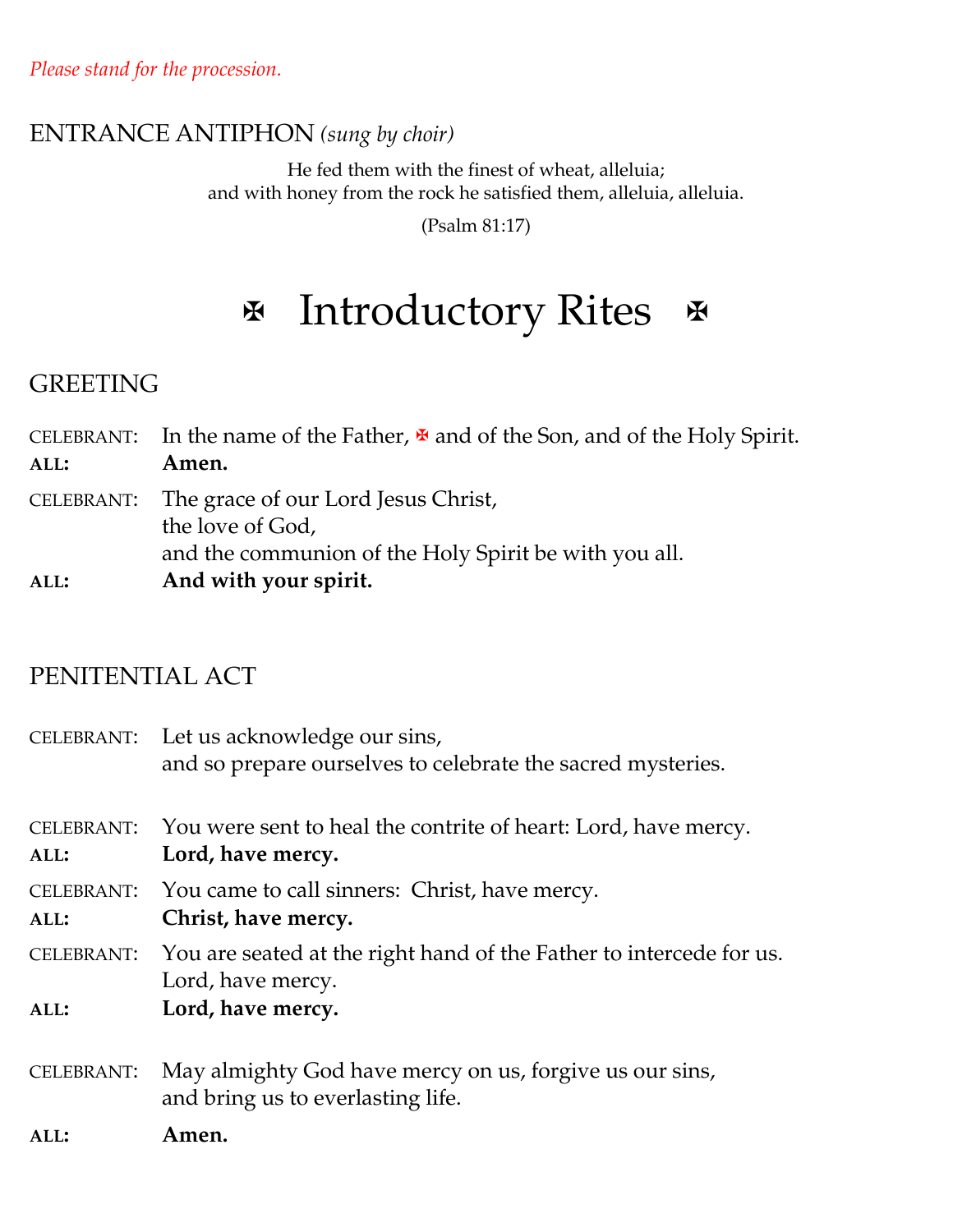*Please stand for the procession.*

ENTRANCE ANTIPHON *(sung by choir)*

He fed them with the finest of wheat, alleluia;
and with honey from the rock he satisfied them, alleluia, alleluia.

(Psalm 81:17)

# ✠ Introductory Rites ✠

## GREETING

CELEBRANT: In the name of the Father, ✠ and of the Son, and of the Holy Spirit.
**ALL: Amen.**

CELEBRANT: The grace of our Lord Jesus Christ,
the love of God,
and the communion of the Holy Spirit be with you all.
**ALL: And with your spirit.**

## PENITENTIAL ACT

CELEBRANT: Let us acknowledge our sins,
and so prepare ourselves to celebrate the sacred mysteries.

CELEBRANT: You were sent to heal the contrite of heart: Lord, have mercy.
**ALL: Lord, have mercy.**

CELEBRANT: You came to call sinners: Christ, have mercy.
**ALL: Christ, have mercy.**

CELEBRANT: You are seated at the right hand of the Father to intercede for us.
Lord, have mercy.
**ALL: Lord, have mercy.**

CELEBRANT: May almighty God have mercy on us, forgive us our sins,
and bring us to everlasting life.
**ALL: Amen.**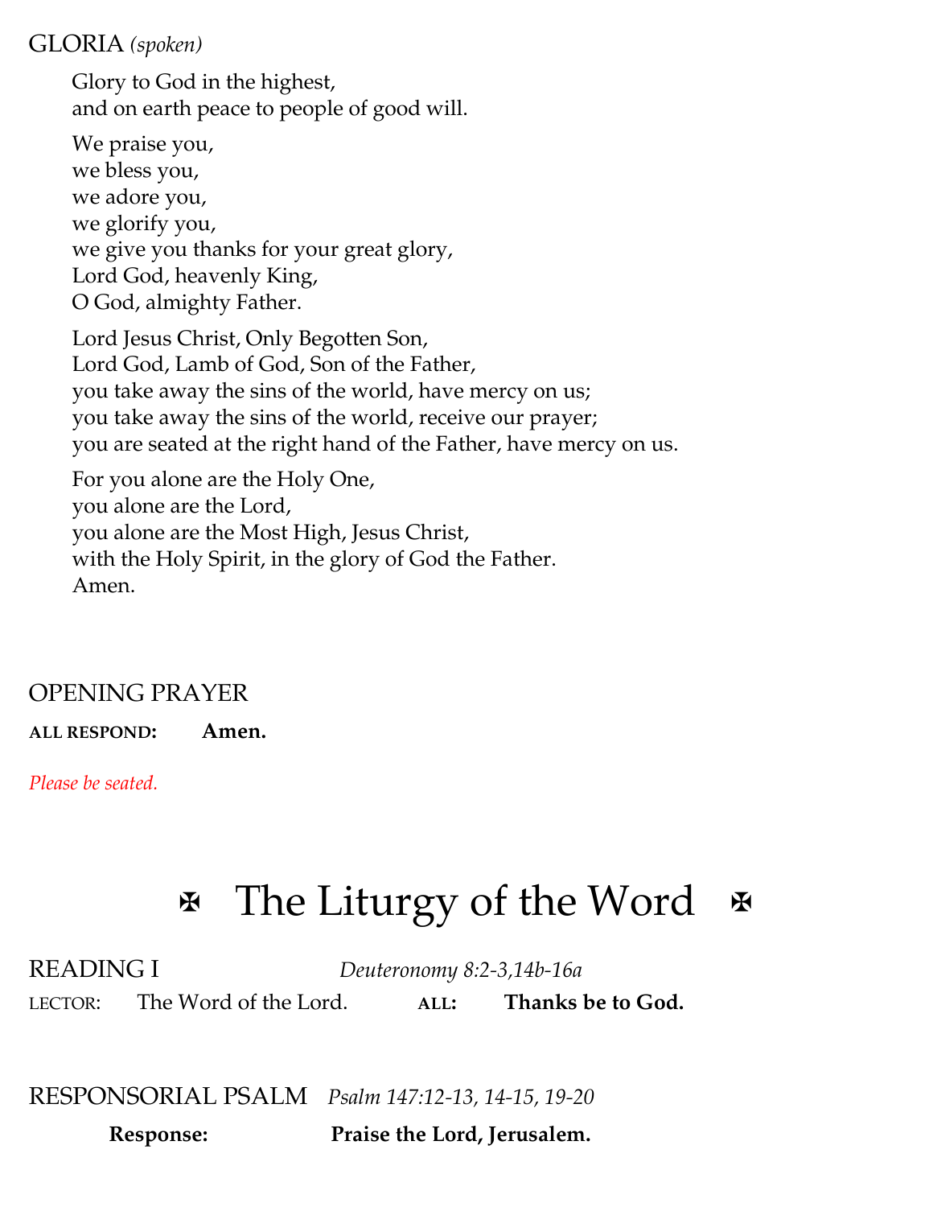GLORIA *(spoken)*

Glory to God in the highest,
and on earth peace to people of good will.

We praise you,
we bless you,
we adore you,
we glorify you,
we give you thanks for your great glory,
Lord God, heavenly King,
O God, almighty Father.

Lord Jesus Christ, Only Begotten Son,
Lord God, Lamb of God, Son of the Father,
you take away the sins of the world, have mercy on us;
you take away the sins of the world, receive our prayer;
you are seated at the right hand of the Father, have mercy on us.

For you alone are the Holy One,
you alone are the Lord,
you alone are the Most High, Jesus Christ,
with the Holy Spirit, in the glory of God the Father.
Amen.

OPENING PRAYER

**ALL RESPOND:** **Amen.**

*Please be seated.*

# ✠ The Liturgy of the Word ✠

READING I *Deuteronomy 8:2-3,14b-16a*

LECTOR: The Word of the Lord. **ALL:** **Thanks be to God.**

RESPONSORIAL PSALM *Psalm 147:12-13, 14-15, 19-20*

**Response:** **Praise the Lord, Jerusalem.**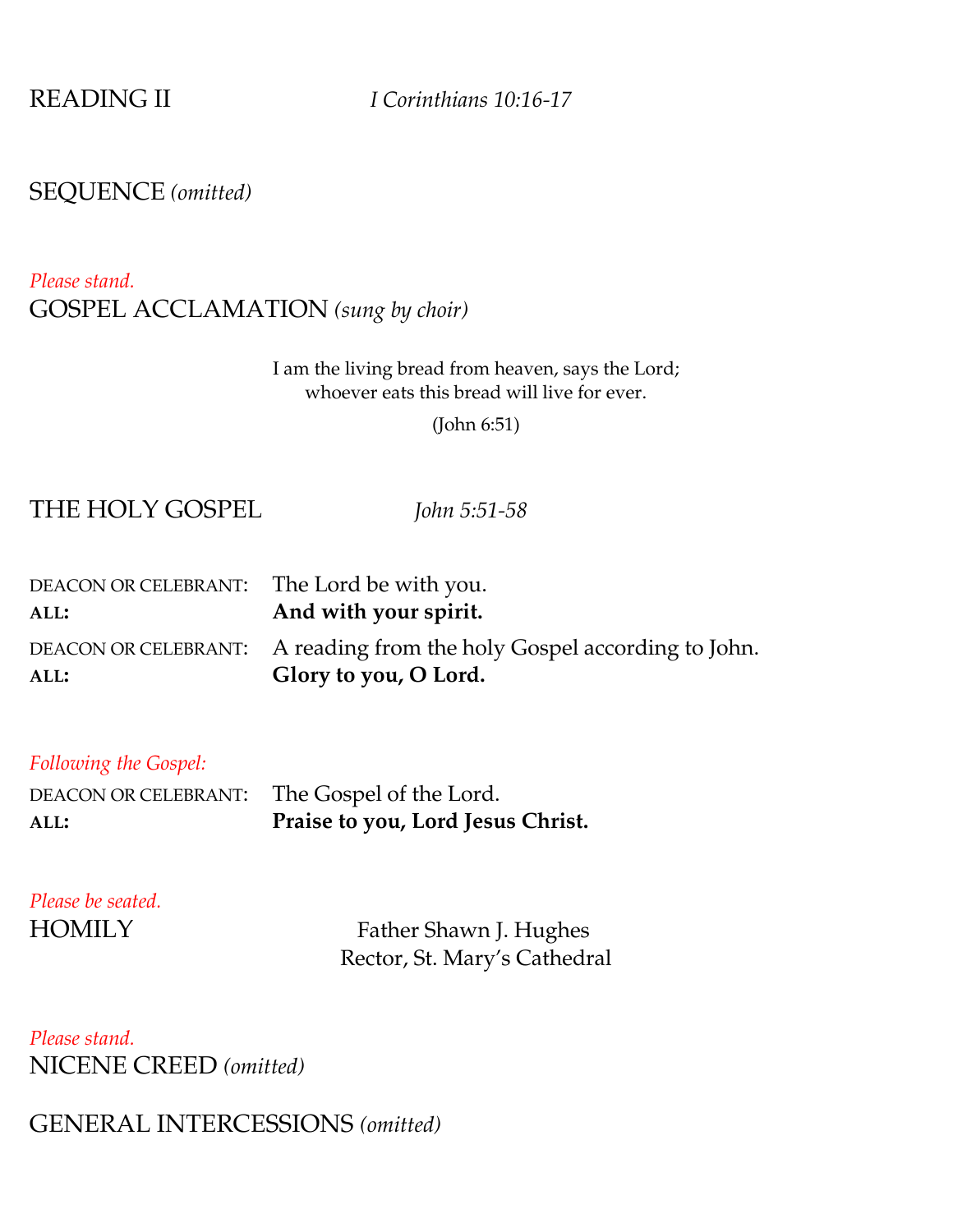## READING II — *I Corinthians 10:16-17*

## SEQUENCE *(omitted)*

*Please stand.*

## GOSPEL ACCLAMATION *(sung by choir)*

I am the living bread from heaven, says the Lord;
whoever eats this bread will live for ever.

(John 6:51)

## THE HOLY GOSPEL — *John 5:51-58*

DEACON OR CELEBRANT: The Lord be with you.
**ALL: And with your spirit.**
DEACON OR CELEBRANT: A reading from the holy Gospel according to John.
**ALL: Glory to you, O Lord.**

*Following the Gospel:*

DEACON OR CELEBRANT: The Gospel of the Lord.
**ALL: Praise to you, Lord Jesus Christ.**

*Please be seated.*

## HOMILY

Father Shawn J. Hughes
Rector, St. Mary's Cathedral

*Please stand.*

## NICENE CREED *(omitted)*

## GENERAL INTERCESSIONS *(omitted)*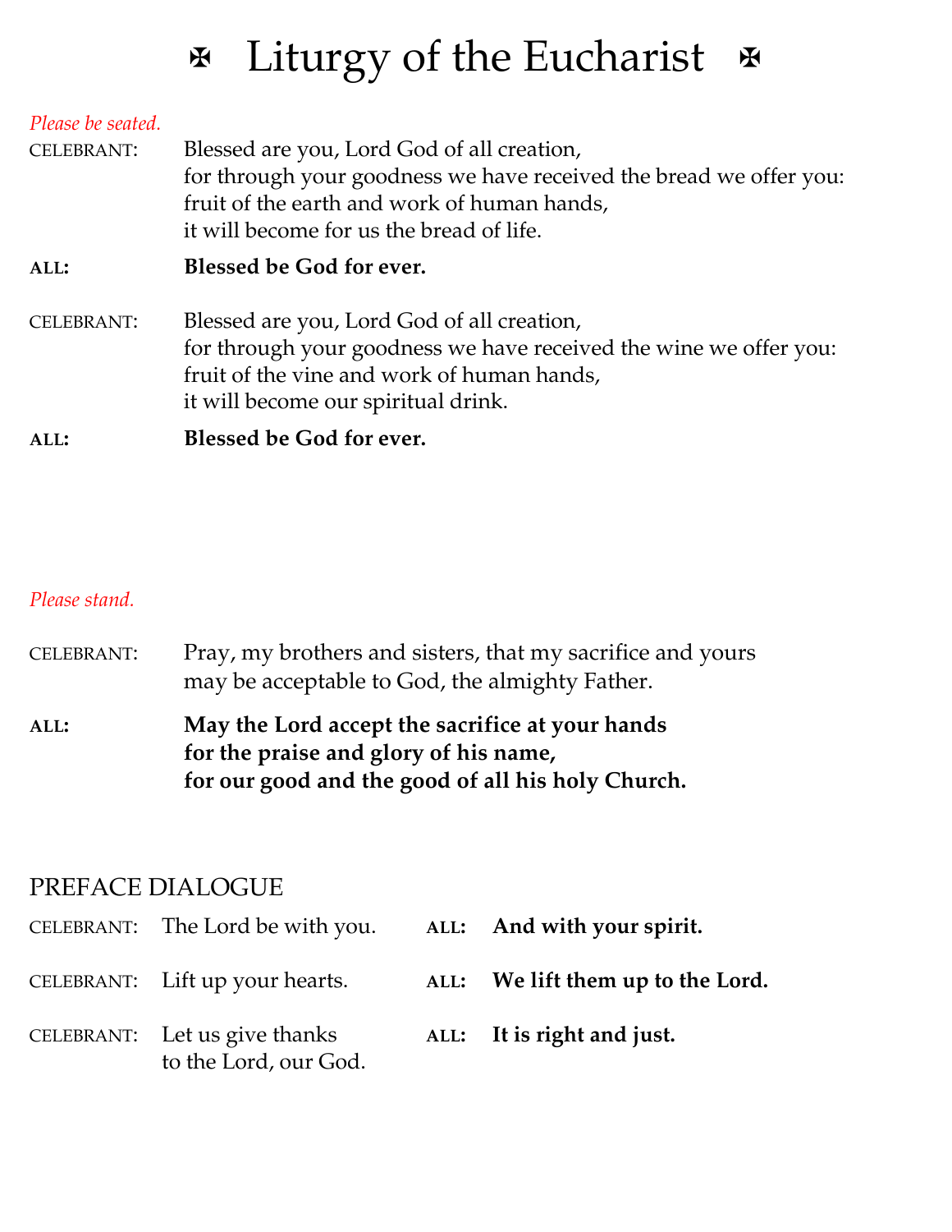# ✠ Liturgy of the Eucharist ✠

*Please be seated.*

CELEBRANT: Blessed are you, Lord God of all creation,
for through your goodness we have received the bread we offer you:
fruit of the earth and work of human hands,
it will become for us the bread of life.

**ALL: Blessed be God for ever.**

CELEBRANT: Blessed are you, Lord God of all creation,
for through your goodness we have received the wine we offer you:
fruit of the vine and work of human hands,
it will become our spiritual drink.

**ALL: Blessed be God for ever.**

*Please stand.*

CELEBRANT: Pray, my brothers and sisters, that my sacrifice and yours
may be acceptable to God, the almighty Father.

**ALL: May the Lord accept the sacrifice at your hands
for the praise and glory of his name,
for our good and the good of all his holy Church.**

## PREFACE DIALOGUE

CELEBRANT: The Lord be with you. **ALL: And with your spirit.**

CELEBRANT: Lift up your hearts. **ALL: We lift them up to the Lord.**

CELEBRANT: Let us give thanks to the Lord, our God. **ALL: It is right and just.**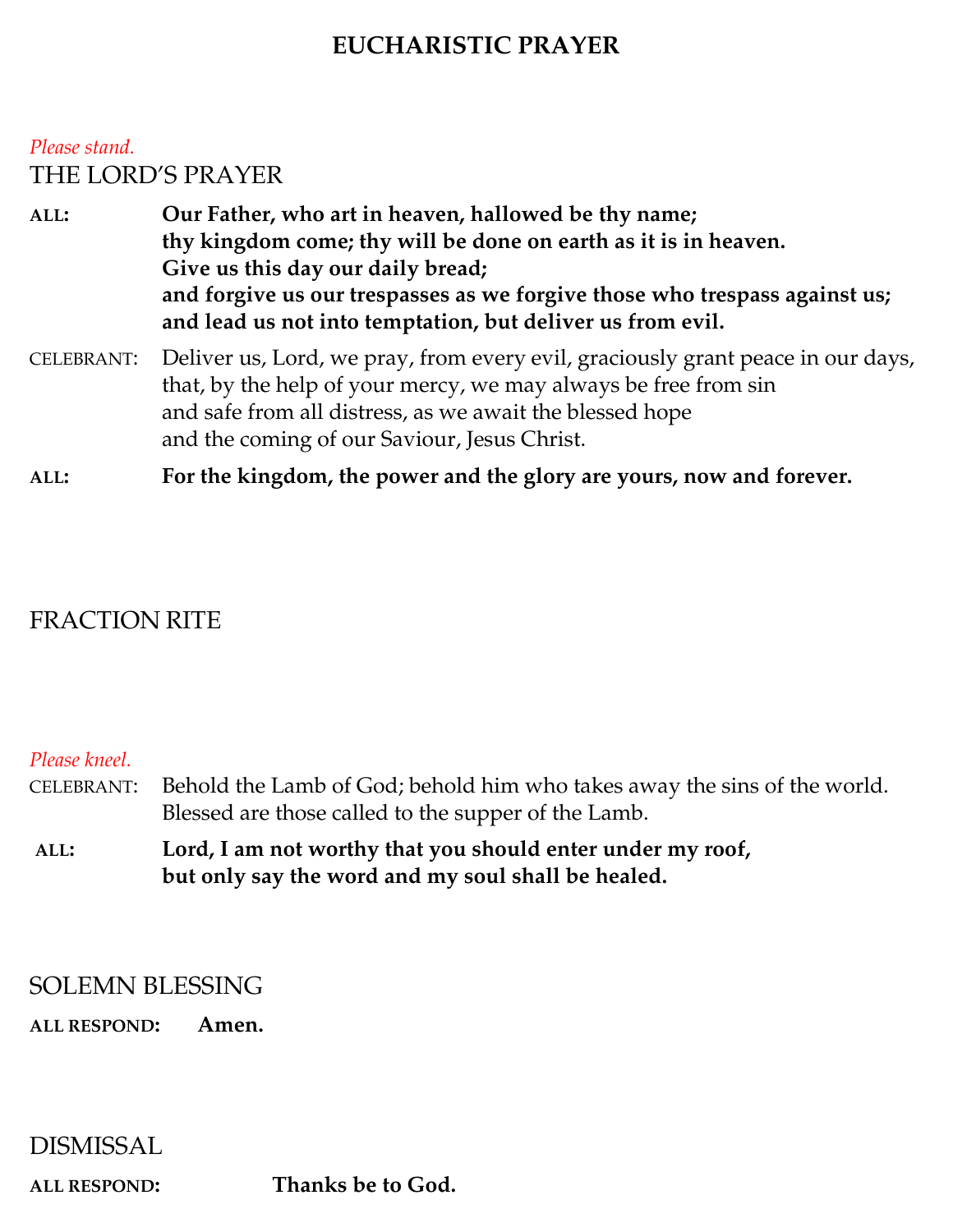# EUCHARISTIC PRAYER

*Please stand.*

## THE LORD'S PRAYER

**ALL:** **Our Father, who art in heaven, hallowed be thy name;**
**thy kingdom come; thy will be done on earth as it is in heaven.**
**Give us this day our daily bread;**
**and forgive us our trespasses as we forgive those who trespass against us;**
**and lead us not into temptation, but deliver us from evil.**

CELEBRANT: Deliver us, Lord, we pray, from every evil, graciously grant peace in our days,
that, by the help of your mercy, we may always be free from sin
and safe from all distress, as we await the blessed hope
and the coming of our Saviour, Jesus Christ.

**ALL:** **For the kingdom, the power and the glory are yours, now and forever.**

## FRACTION RITE

*Please kneel.*

CELEBRANT: Behold the Lamb of God; behold him who takes away the sins of the world.
Blessed are those called to the supper of the Lamb.

**ALL:** **Lord, I am not worthy that you should enter under my roof,**
**but only say the word and my soul shall be healed.**

## SOLEMN BLESSING

**ALL RESPOND:** **Amen.**

## DISMISSAL

**ALL RESPOND:** **Thanks be to God.**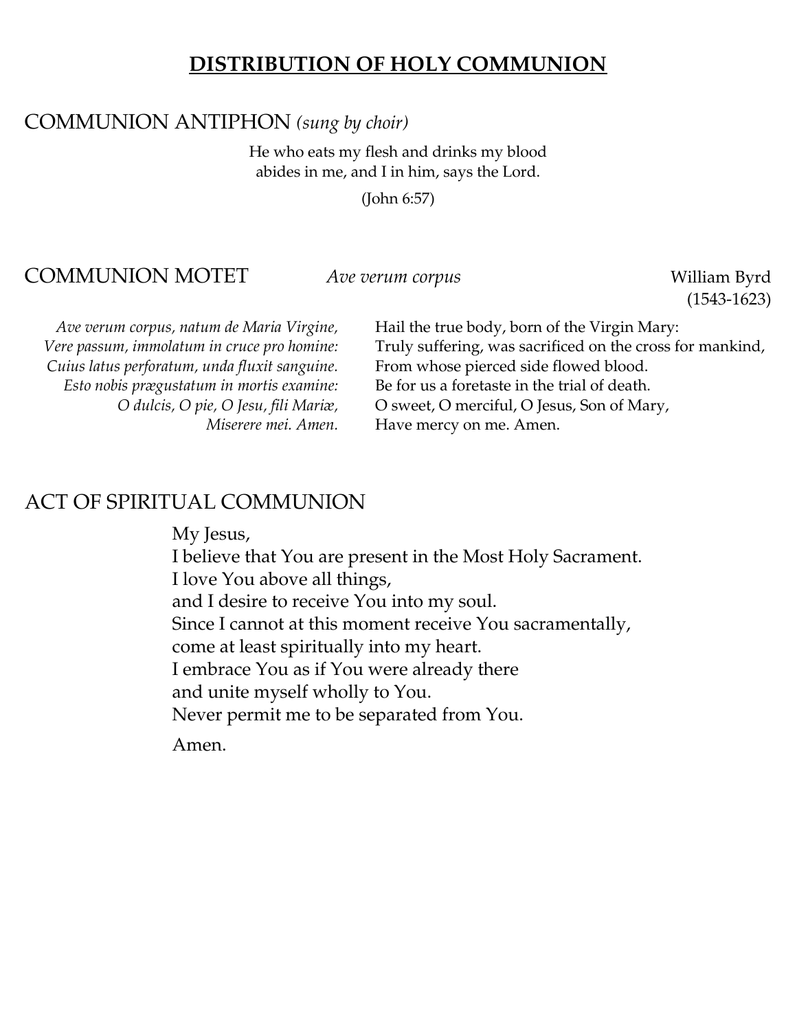# **DISTRIBUTION OF HOLY COMMUNION**

## COMMUNION ANTIPHON *(sung by choir)*

He who eats my flesh and drinks my blood
abides in me, and I in him, says the Lord.

(John 6:57)

## COMMUNION MOTET *Ave verum corpus* William Byrd (1543-1623)

| | |
|---|---|
| *Ave verum corpus, natum de Maria Virgine,* | Hail the true body, born of the Virgin Mary: |
| *Vere passum, immolatum in cruce pro homine:* | Truly suffering, was sacrificed on the cross for mankind, |
| *Cuius latus perforatum, unda fluxit sanguine.* | From whose pierced side flowed blood. |
| *Esto nobis prægustatum in mortis examine:* | Be for us a foretaste in the trial of death. |
| *O dulcis, O pie, O Jesu, fili Mariæ,* | O sweet, O merciful, O Jesus, Son of Mary, |
| *Miserere mei. Amen.* | Have mercy on me. Amen. |

## ACT OF SPIRITUAL COMMUNION

My Jesus,
I believe that You are present in the Most Holy Sacrament.
I love You above all things,
and I desire to receive You into my soul.
Since I cannot at this moment receive You sacramentally,
come at least spiritually into my heart.
I embrace You as if You were already there
and unite myself wholly to You.
Never permit me to be separated from You.

Amen.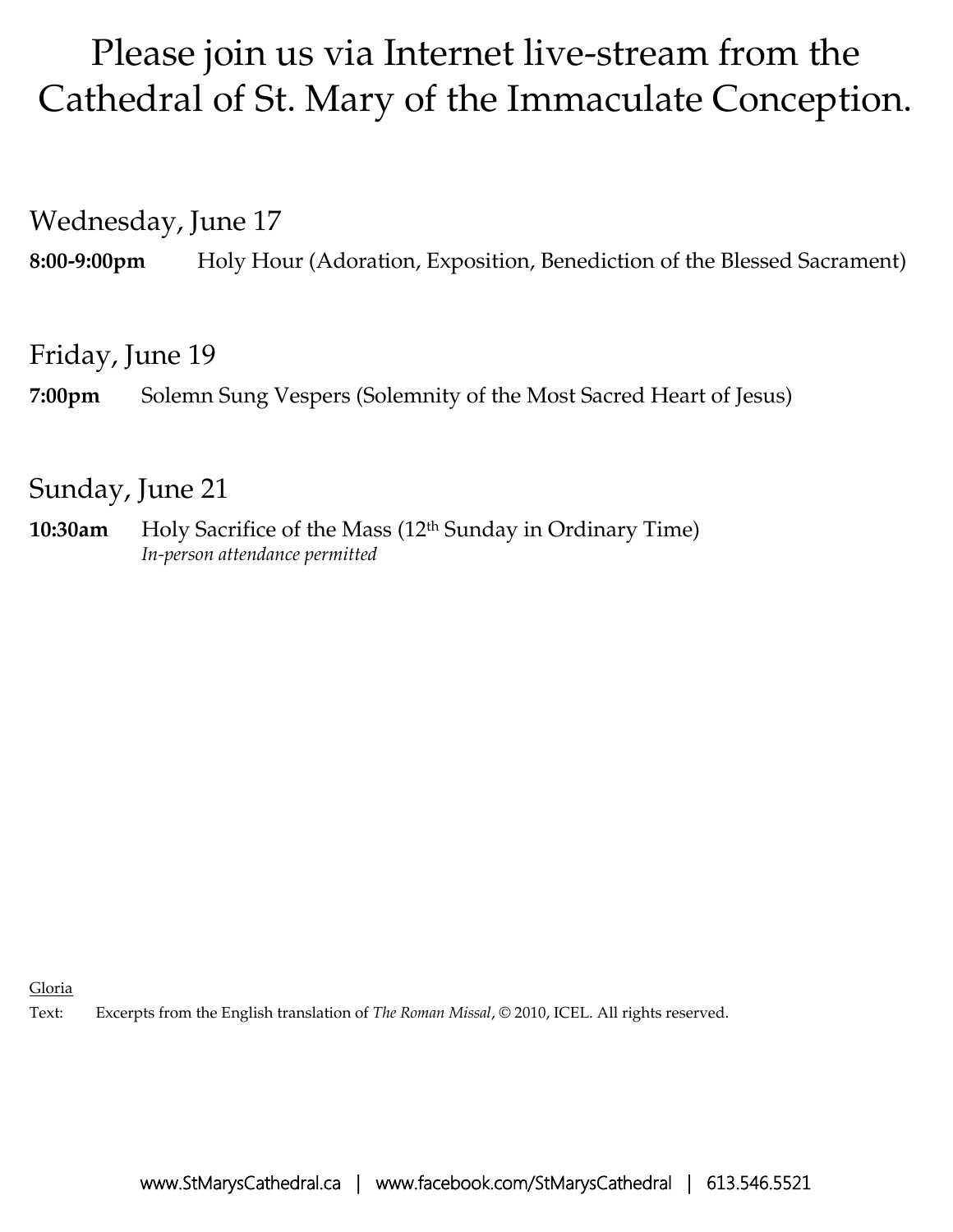# Please join us via Internet live-stream from the Cathedral of St. Mary of the Immaculate Conception.

## Wednesday, June 17

**8:00-9:00pm** Holy Hour (Adoration, Exposition, Benediction of the Blessed Sacrament)

## Friday, June 19

**7:00pm** Solemn Sung Vespers (Solemnity of the Most Sacred Heart of Jesus)

## Sunday, June 21

**10:30am** Holy Sacrifice of the Mass (12th Sunday in Ordinary Time)
*In-person attendance permitted*

Gloria
Text: Excerpts from the English translation of *The Roman Missal*, © 2010, ICEL. All rights reserved.

www.StMarysCathedral.ca | www.facebook.com/StMarysCathedral | 613.546.5521